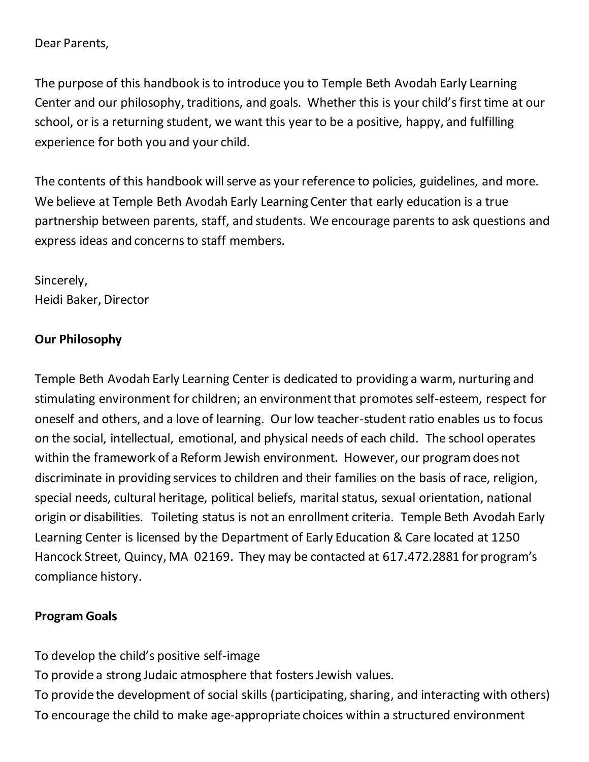Dear Parents,

The purpose of this handbook is to introduce you to Temple Beth Avodah Early Learning Center and our philosophy, traditions, and goals. Whether this is your child's first time at our school, or is a returning student, we want this year to be a positive, happy, and fulfilling experience for both you and your child.

The contents of this handbook will serve as your reference to policies, guidelines, and more. We believe at Temple Beth Avodah Early Learning Center that early education is a true partnership between parents, staff, and students. We encourage parents to ask questions and express ideas and concerns to staff members.

Sincerely,
Heidi Baker, Director

**Our Philosophy**

Temple Beth Avodah Early Learning Center is dedicated to providing a warm, nurturing and stimulating environment for children; an environment that promotes self-esteem, respect for oneself and others, and a love of learning. Our low teacher-student ratio enables us to focus on the social, intellectual, emotional, and physical needs of each child. The school operates within the framework of a Reform Jewish environment. However, our program does not discriminate in providing services to children and their families on the basis of race, religion, special needs, cultural heritage, political beliefs, marital status, sexual orientation, national origin or disabilities. Toileting status is not an enrollment criteria. Temple Beth Avodah Early Learning Center is licensed by the Department of Early Education & Care located at 1250 Hancock Street, Quincy, MA 02169. They may be contacted at 617.472.2881 for program's compliance history.

**Program Goals**

To develop the child's positive self-image
To provide a strong Judaic atmosphere that fosters Jewish values.
To provide the development of social skills (participating, sharing, and interacting with others)
To encourage the child to make age-appropriate choices within a structured environment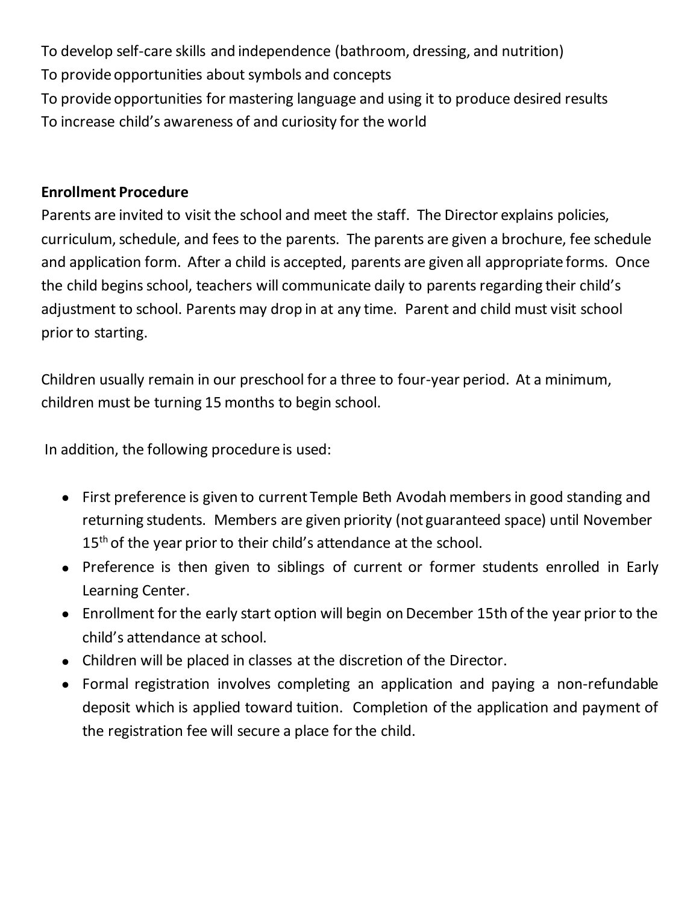To develop self-care skills and independence (bathroom, dressing, and nutrition)
To provide opportunities about symbols and concepts
To provide opportunities for mastering language and using it to produce desired results
To increase child's awareness of and curiosity for the world

**Enrollment Procedure**

Parents are invited to visit the school and meet the staff. The Director explains policies, curriculum, schedule, and fees to the parents. The parents are given a brochure, fee schedule and application form. After a child is accepted, parents are given all appropriate forms. Once the child begins school, teachers will communicate daily to parents regarding their child's adjustment to school. Parents may drop in at any time. Parent and child must visit school prior to starting.

Children usually remain in our preschool for a three to four-year period. At a minimum, children must be turning 15 months to begin school.

In addition, the following procedure is used:

- First preference is given to current Temple Beth Avodah members in good standing and returning students. Members are given priority (not guaranteed space) until November 15th of the year prior to their child's attendance at the school.
- Preference is then given to siblings of current or former students enrolled in Early Learning Center.
- Enrollment for the early start option will begin on December 15th of the year prior to the child's attendance at school.
- Children will be placed in classes at the discretion of the Director.
- Formal registration involves completing an application and paying a non-refundable deposit which is applied toward tuition. Completion of the application and payment of the registration fee will secure a place for the child.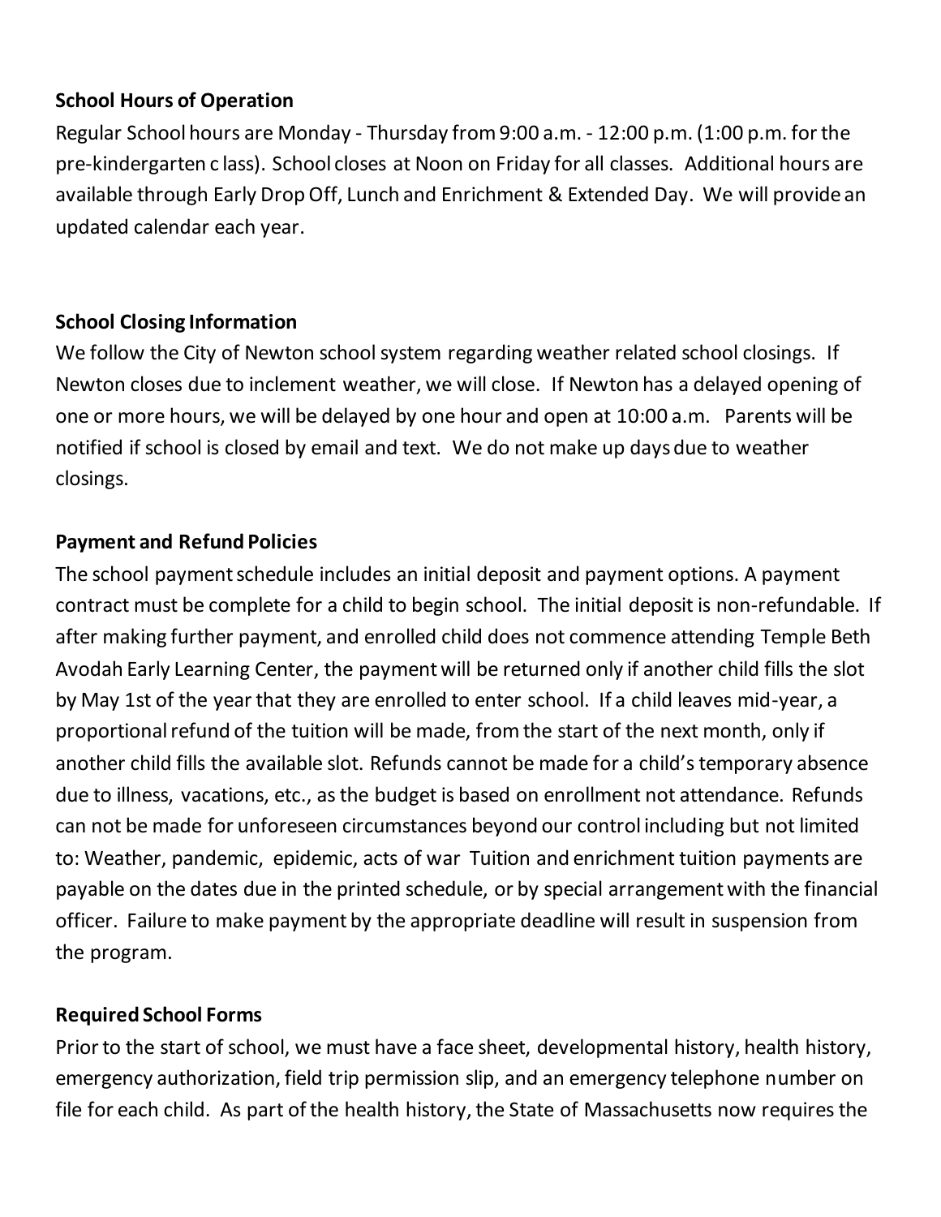**School Hours of Operation**

Regular School hours are Monday - Thursday from 9:00 a.m. - 12:00 p.m. (1:00 p.m. for the pre-kindergarten c lass). School closes at Noon on Friday for all classes. Additional hours are available through Early Drop Off, Lunch and Enrichment & Extended Day. We will provide an updated calendar each year.

**School Closing Information**

We follow the City of Newton school system regarding weather related school closings. If Newton closes due to inclement weather, we will close. If Newton has a delayed opening of one or more hours, we will be delayed by one hour and open at 10:00 a.m. Parents will be notified if school is closed by email and text. We do not make up days due to weather closings.

**Payment and Refund Policies**

The school payment schedule includes an initial deposit and payment options. A payment contract must be complete for a child to begin school. The initial deposit is non-refundable. If after making further payment, and enrolled child does not commence attending Temple Beth Avodah Early Learning Center, the payment will be returned only if another child fills the slot by May 1st of the year that they are enrolled to enter school. If a child leaves mid-year, a proportional refund of the tuition will be made, from the start of the next month, only if another child fills the available slot. Refunds cannot be made for a child's temporary absence due to illness, vacations, etc., as the budget is based on enrollment not attendance. Refunds can not be made for unforeseen circumstances beyond our control including but not limited to: Weather, pandemic, epidemic, acts of war Tuition and enrichment tuition payments are payable on the dates due in the printed schedule, or by special arrangement with the financial officer. Failure to make payment by the appropriate deadline will result in suspension from the program.

**Required School Forms**

Prior to the start of school, we must have a face sheet, developmental history, health history, emergency authorization, field trip permission slip, and an emergency telephone number on file for each child. As part of the health history, the State of Massachusetts now requires the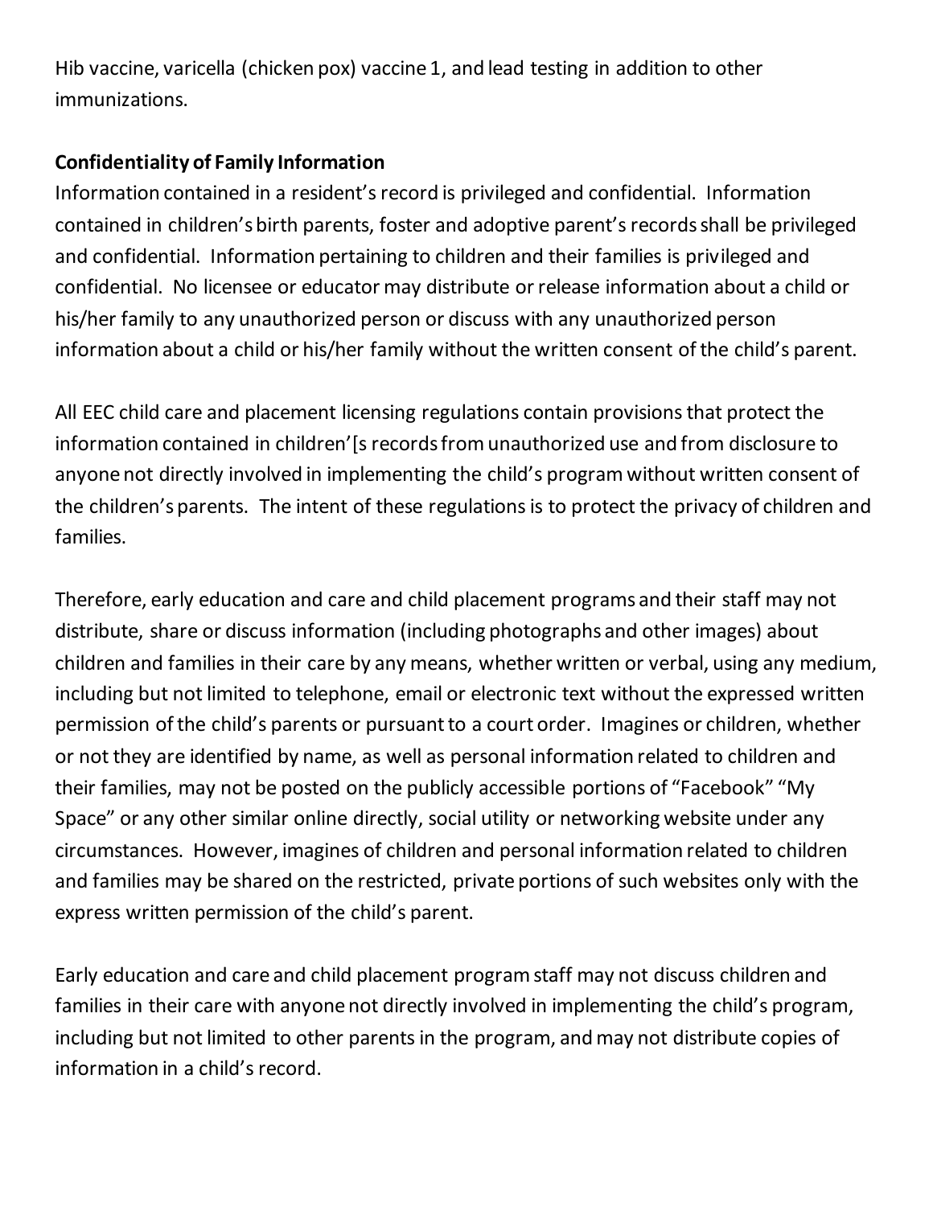Hib vaccine, varicella (chicken pox) vaccine 1, and lead testing in addition to other immunizations.

**Confidentiality of Family Information**

Information contained in a resident's record is privileged and confidential. Information contained in children's birth parents, foster and adoptive parent's records shall be privileged and confidential. Information pertaining to children and their families is privileged and confidential. No licensee or educator may distribute or release information about a child or his/her family to any unauthorized person or discuss with any unauthorized person information about a child or his/her family without the written consent of the child's parent.

All EEC child care and placement licensing regulations contain provisions that protect the information contained in children'[s records from unauthorized use and from disclosure to anyone not directly involved in implementing the child's program without written consent of the children's parents. The intent of these regulations is to protect the privacy of children and families.

Therefore, early education and care and child placement programs and their staff may not distribute, share or discuss information (including photographs and other images) about children and families in their care by any means, whether written or verbal, using any medium, including but not limited to telephone, email or electronic text without the expressed written permission of the child's parents or pursuant to a court order. Imagines or children, whether or not they are identified by name, as well as personal information related to children and their families, may not be posted on the publicly accessible portions of "Facebook" "My Space" or any other similar online directly, social utility or networking website under any circumstances. However, imagines of children and personal information related to children and families may be shared on the restricted, private portions of such websites only with the express written permission of the child's parent.

Early education and care and child placement program staff may not discuss children and families in their care with anyone not directly involved in implementing the child's program, including but not limited to other parents in the program, and may not distribute copies of information in a child's record.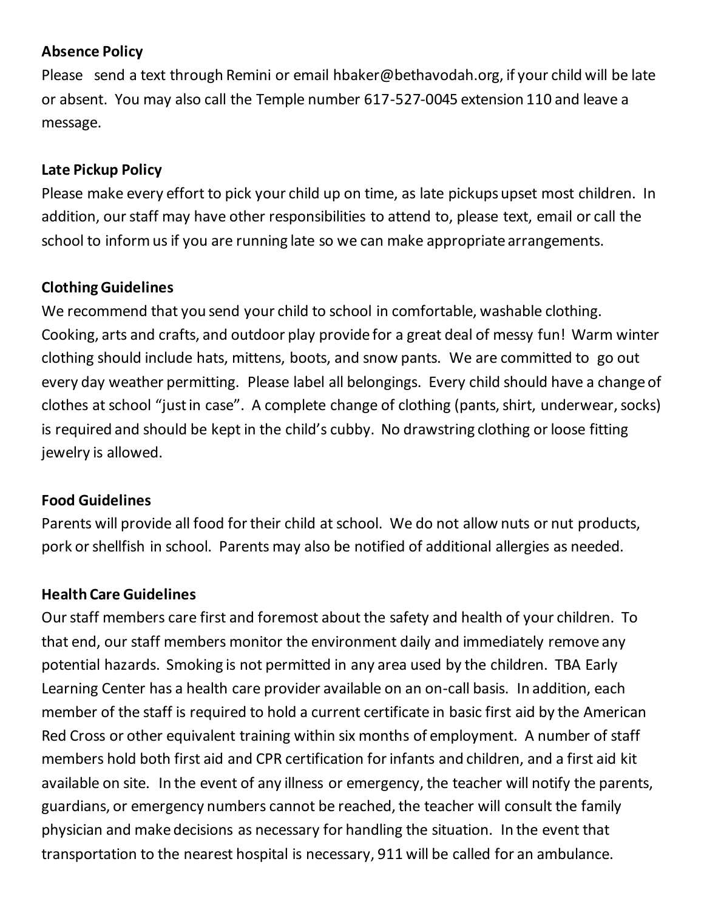**Absence Policy**

Please send a text through Remini or email hbaker@bethavodah.org, if your child will be late or absent. You may also call the Temple number 617-527-0045 extension 110 and leave a message.

**Late Pickup Policy**

Please make every effort to pick your child up on time, as late pickups upset most children. In addition, our staff may have other responsibilities to attend to, please text, email or call the school to inform us if you are running late so we can make appropriate arrangements.

**Clothing Guidelines**

We recommend that you send your child to school in comfortable, washable clothing. Cooking, arts and crafts, and outdoor play provide for a great deal of messy fun! Warm winter clothing should include hats, mittens, boots, and snow pants. We are committed to go out every day weather permitting. Please label all belongings. Every child should have a change of clothes at school "just in case". A complete change of clothing (pants, shirt, underwear, socks) is required and should be kept in the child's cubby. No drawstring clothing or loose fitting jewelry is allowed.

**Food Guidelines**

Parents will provide all food for their child at school. We do not allow nuts or nut products, pork or shellfish in school. Parents may also be notified of additional allergies as needed.

**Health Care Guidelines**

Our staff members care first and foremost about the safety and health of your children. To that end, our staff members monitor the environment daily and immediately remove any potential hazards. Smoking is not permitted in any area used by the children. TBA Early Learning Center has a health care provider available on an on-call basis. In addition, each member of the staff is required to hold a current certificate in basic first aid by the American Red Cross or other equivalent training within six months of employment. A number of staff members hold both first aid and CPR certification for infants and children, and a first aid kit available on site. In the event of any illness or emergency, the teacher will notify the parents, guardians, or emergency numbers cannot be reached, the teacher will consult the family physician and make decisions as necessary for handling the situation. In the event that transportation to the nearest hospital is necessary, 911 will be called for an ambulance.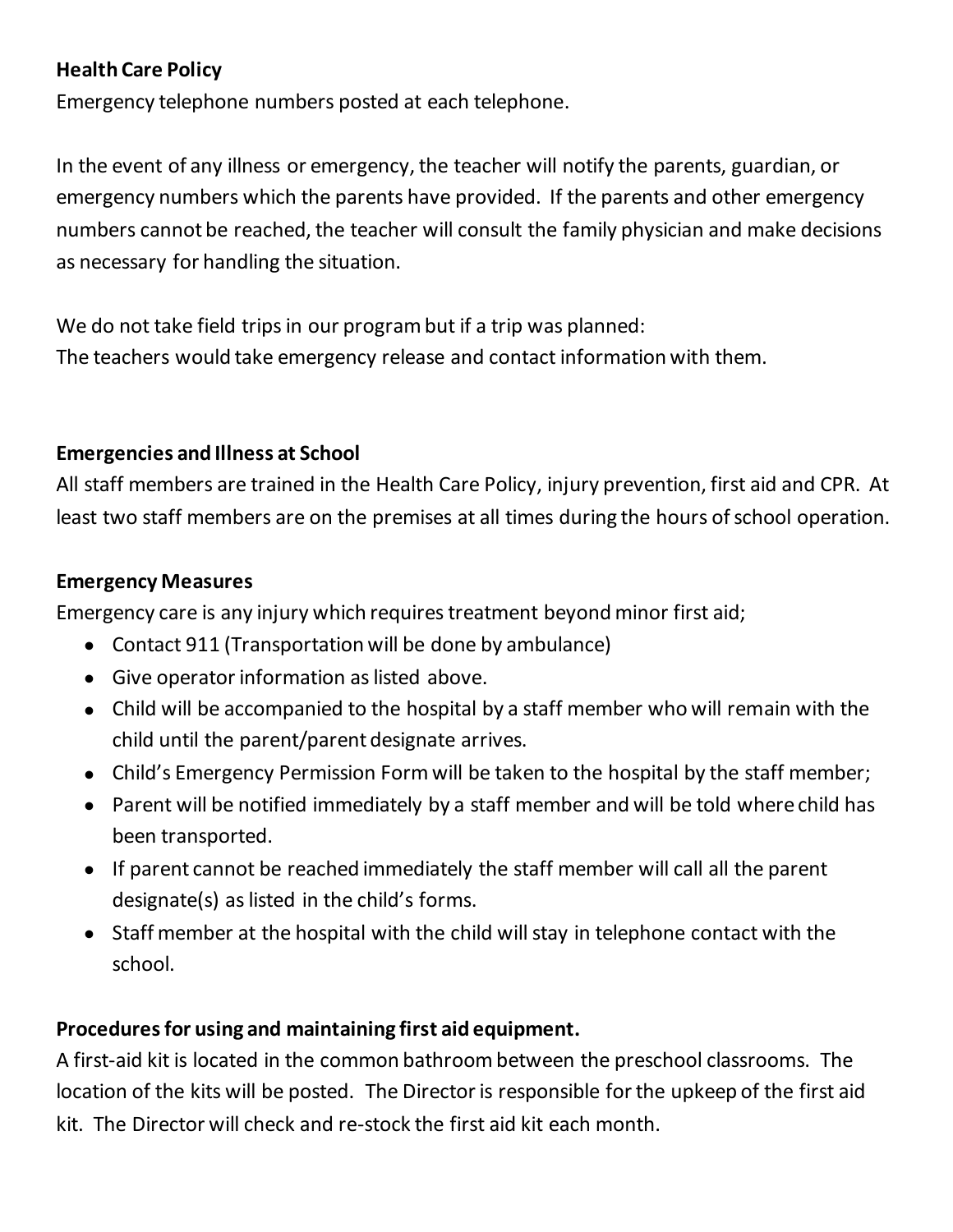**Health Care Policy**

Emergency telephone numbers posted at each telephone.

In the event of any illness or emergency, the teacher will notify the parents, guardian, or emergency numbers which the parents have provided. If the parents and other emergency numbers cannot be reached, the teacher will consult the family physician and make decisions as necessary for handling the situation.

We do not take field trips in our program but if a trip was planned:
The teachers would take emergency release and contact information with them.

**Emergencies and Illness at School**

All staff members are trained in the Health Care Policy, injury prevention, first aid and CPR. At least two staff members are on the premises at all times during the hours of school operation.

**Emergency Measures**

Emergency care is any injury which requires treatment beyond minor first aid;

- Contact 911 (Transportation will be done by ambulance)
- Give operator information as listed above.
- Child will be accompanied to the hospital by a staff member who will remain with the child until the parent/parent designate arrives.
- Child's Emergency Permission Form will be taken to the hospital by the staff member;
- Parent will be notified immediately by a staff member and will be told where child has been transported.
- If parent cannot be reached immediately the staff member will call all the parent designate(s) as listed in the child's forms.
- Staff member at the hospital with the child will stay in telephone contact with the school.

**Procedures for using and maintaining first aid equipment.**

A first-aid kit is located in the common bathroom between the preschool classrooms. The location of the kits will be posted. The Director is responsible for the upkeep of the first aid kit. The Director will check and re-stock the first aid kit each month.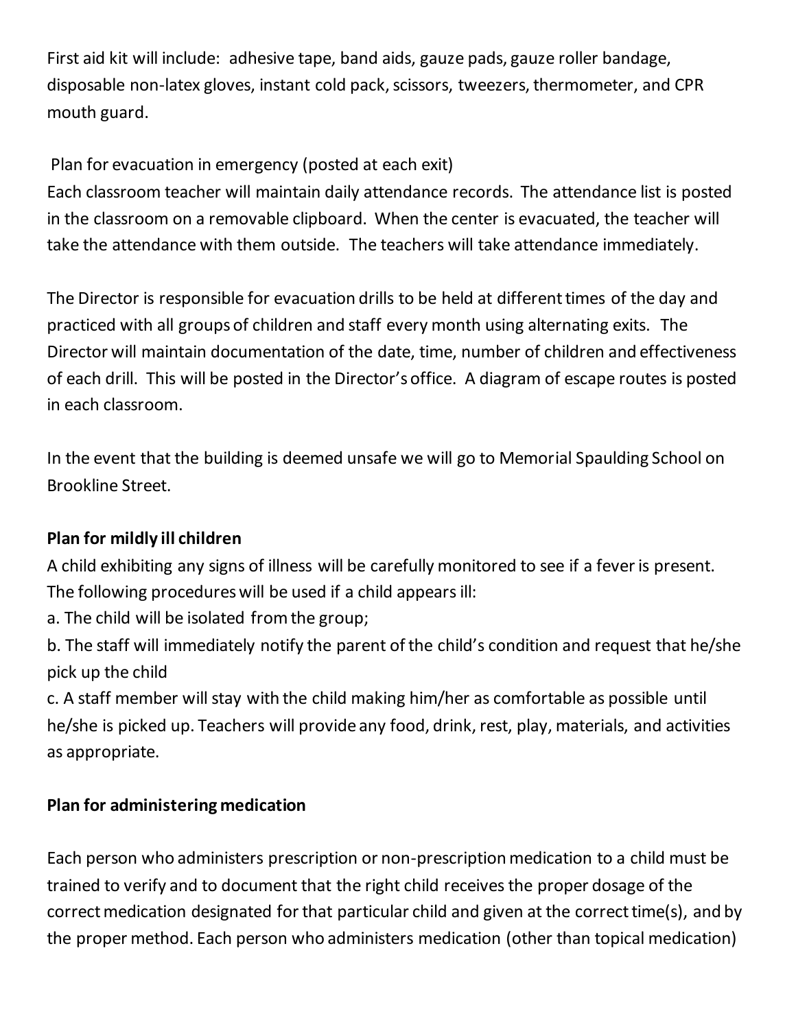First aid kit will include: adhesive tape, band aids, gauze pads, gauze roller bandage, disposable non-latex gloves, instant cold pack, scissors, tweezers, thermometer, and CPR mouth guard.

Plan for evacuation in emergency (posted at each exit)
Each classroom teacher will maintain daily attendance records. The attendance list is posted in the classroom on a removable clipboard. When the center is evacuated, the teacher will take the attendance with them outside. The teachers will take attendance immediately.

The Director is responsible for evacuation drills to be held at different times of the day and practiced with all groups of children and staff every month using alternating exits. The Director will maintain documentation of the date, time, number of children and effectiveness of each drill. This will be posted in the Director's office. A diagram of escape routes is posted in each classroom.

In the event that the building is deemed unsafe we will go to Memorial Spaulding School on Brookline Street.

**Plan for mildly ill children**

A child exhibiting any signs of illness will be carefully monitored to see if a fever is present. The following procedures will be used if a child appears ill:

a. The child will be isolated from the group;

b. The staff will immediately notify the parent of the child's condition and request that he/she pick up the child

c. A staff member will stay with the child making him/her as comfortable as possible until he/she is picked up. Teachers will provide any food, drink, rest, play, materials, and activities as appropriate.

**Plan for administering medication**

Each person who administers prescription or non-prescription medication to a child must be trained to verify and to document that the right child receives the proper dosage of the correct medication designated for that particular child and given at the correct time(s), and by the proper method. Each person who administers medication (other than topical medication)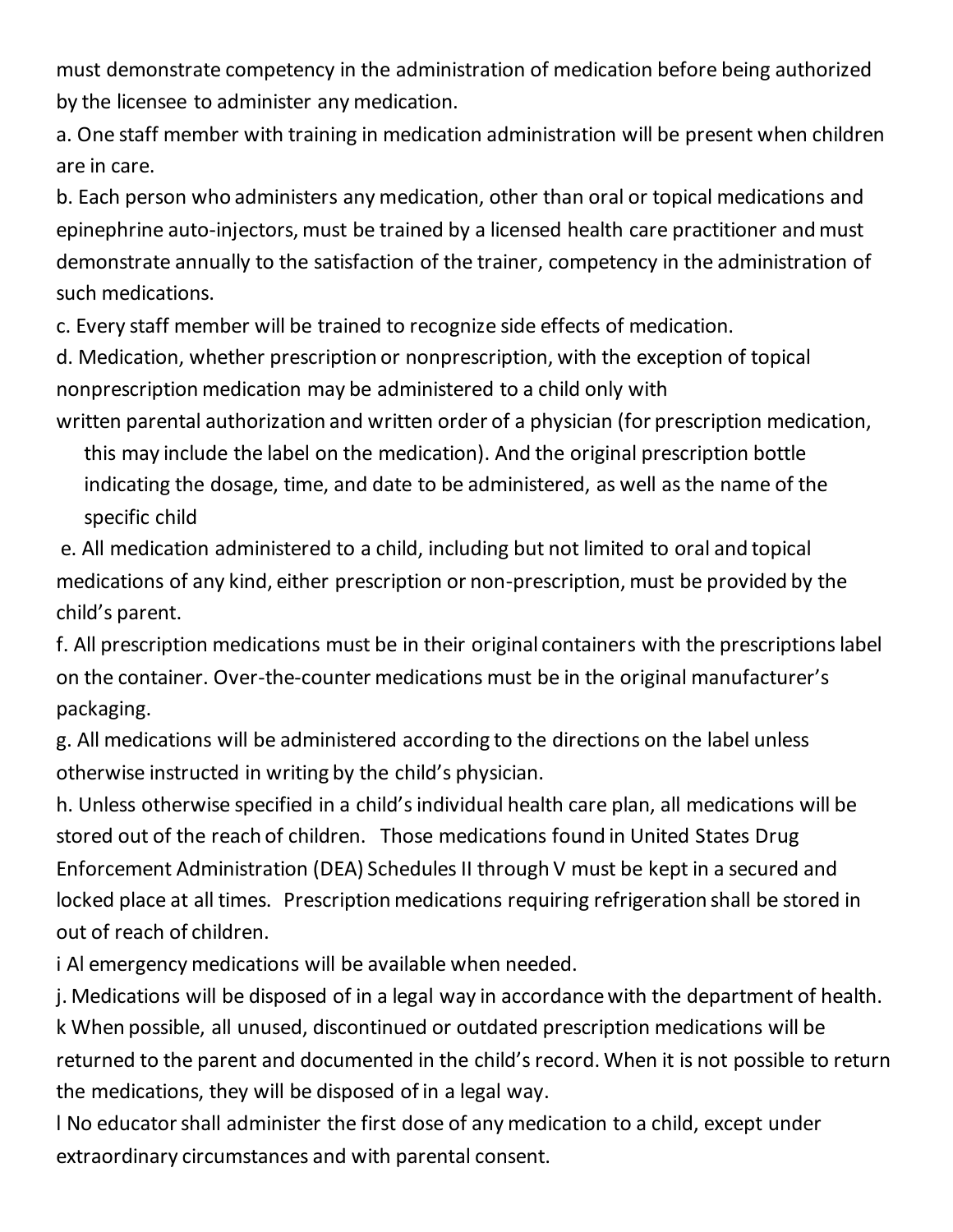must demonstrate competency in the administration of medication before being authorized by the licensee to administer any medication.

a. One staff member with training in medication administration will be present when children are in care.

b. Each person who administers any medication, other than oral or topical medications and epinephrine auto-injectors, must be trained by a licensed health care practitioner and must demonstrate annually to the satisfaction of the trainer, competency in the administration of such medications.

c. Every staff member will be trained to recognize side effects of medication.

d. Medication, whether prescription or nonprescription, with the exception of topical nonprescription medication may be administered to a child only with written parental authorization and written order of a physician (for prescription medication, this may include the label on the medication). And the original prescription bottle indicating the dosage, time, and date to be administered, as well as the name of the specific child

e. All medication administered to a child, including but not limited to oral and topical medications of any kind, either prescription or non-prescription, must be provided by the child's parent.

f. All prescription medications must be in their original containers with the prescriptions label on the container. Over-the-counter medications must be in the original manufacturer's packaging.

g. All medications will be administered according to the directions on the label unless otherwise instructed in writing by the child's physician.

h. Unless otherwise specified in a child's individual health care plan, all medications will be stored out of the reach of children. Those medications found in United States Drug Enforcement Administration (DEA) Schedules II through V must be kept in a secured and locked place at all times. Prescription medications requiring refrigeration shall be stored in out of reach of children.

i Al emergency medications will be available when needed.

j. Medications will be disposed of in a legal way in accordance with the department of health.

k When possible, all unused, discontinued or outdated prescription medications will be returned to the parent and documented in the child's record. When it is not possible to return the medications, they will be disposed of in a legal way.

l No educator shall administer the first dose of any medication to a child, except under extraordinary circumstances and with parental consent.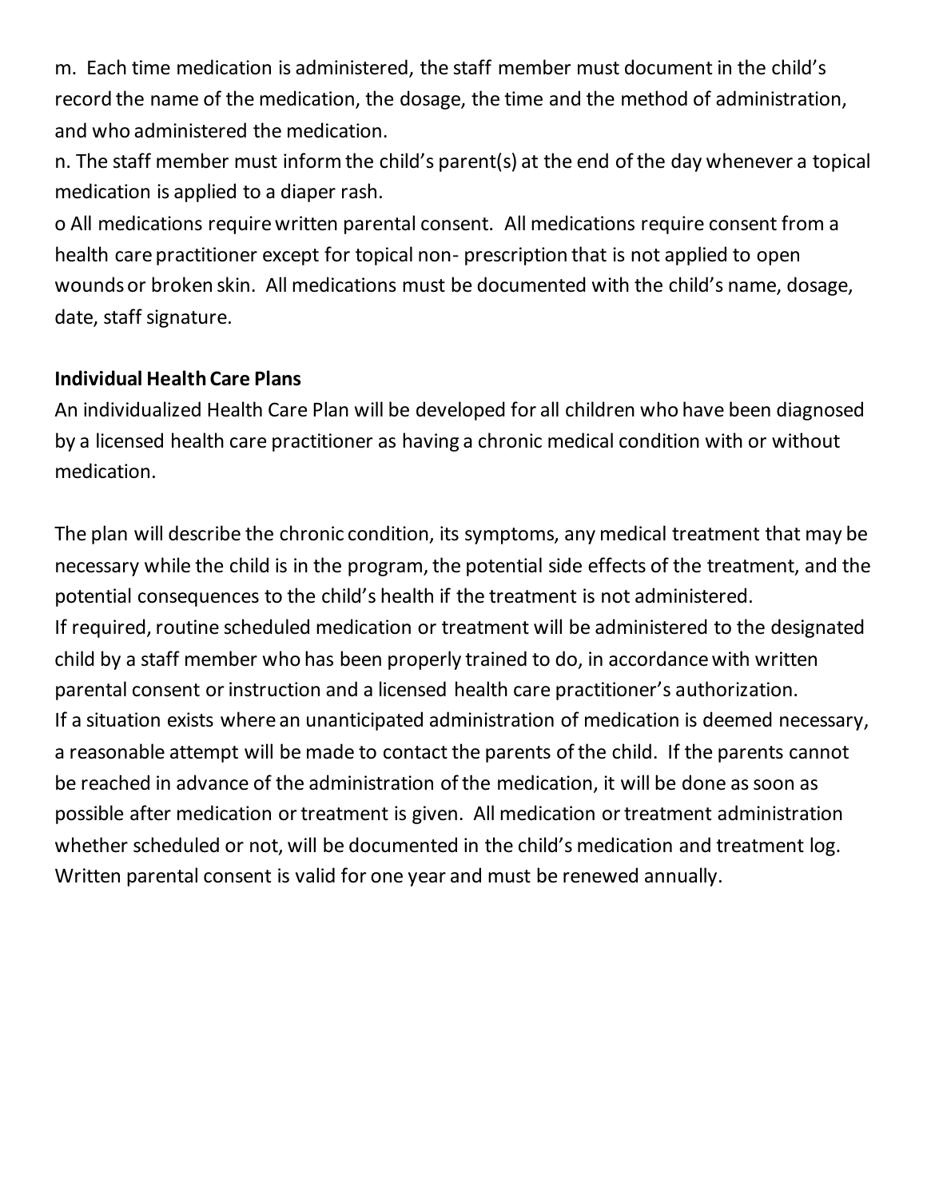m. Each time medication is administered, the staff member must document in the child's record the name of the medication, the dosage, the time and the method of administration, and who administered the medication.

n. The staff member must inform the child's parent(s) at the end of the day whenever a topical medication is applied to a diaper rash.

o All medications require written parental consent. All medications require consent from a health care practitioner except for topical non- prescription that is not applied to open wounds or broken skin. All medications must be documented with the child's name, dosage, date, staff signature.

**Individual Health Care Plans**

An individualized Health Care Plan will be developed for all children who have been diagnosed by a licensed health care practitioner as having a chronic medical condition with or without medication.

The plan will describe the chronic condition, its symptoms, any medical treatment that may be necessary while the child is in the program, the potential side effects of the treatment, and the potential consequences to the child's health if the treatment is not administered.

If required, routine scheduled medication or treatment will be administered to the designated child by a staff member who has been properly trained to do, in accordance with written parental consent or instruction and a licensed health care practitioner's authorization.

If a situation exists where an unanticipated administration of medication is deemed necessary, a reasonable attempt will be made to contact the parents of the child. If the parents cannot be reached in advance of the administration of the medication, it will be done as soon as possible after medication or treatment is given. All medication or treatment administration whether scheduled or not, will be documented in the child's medication and treatment log. Written parental consent is valid for one year and must be renewed annually.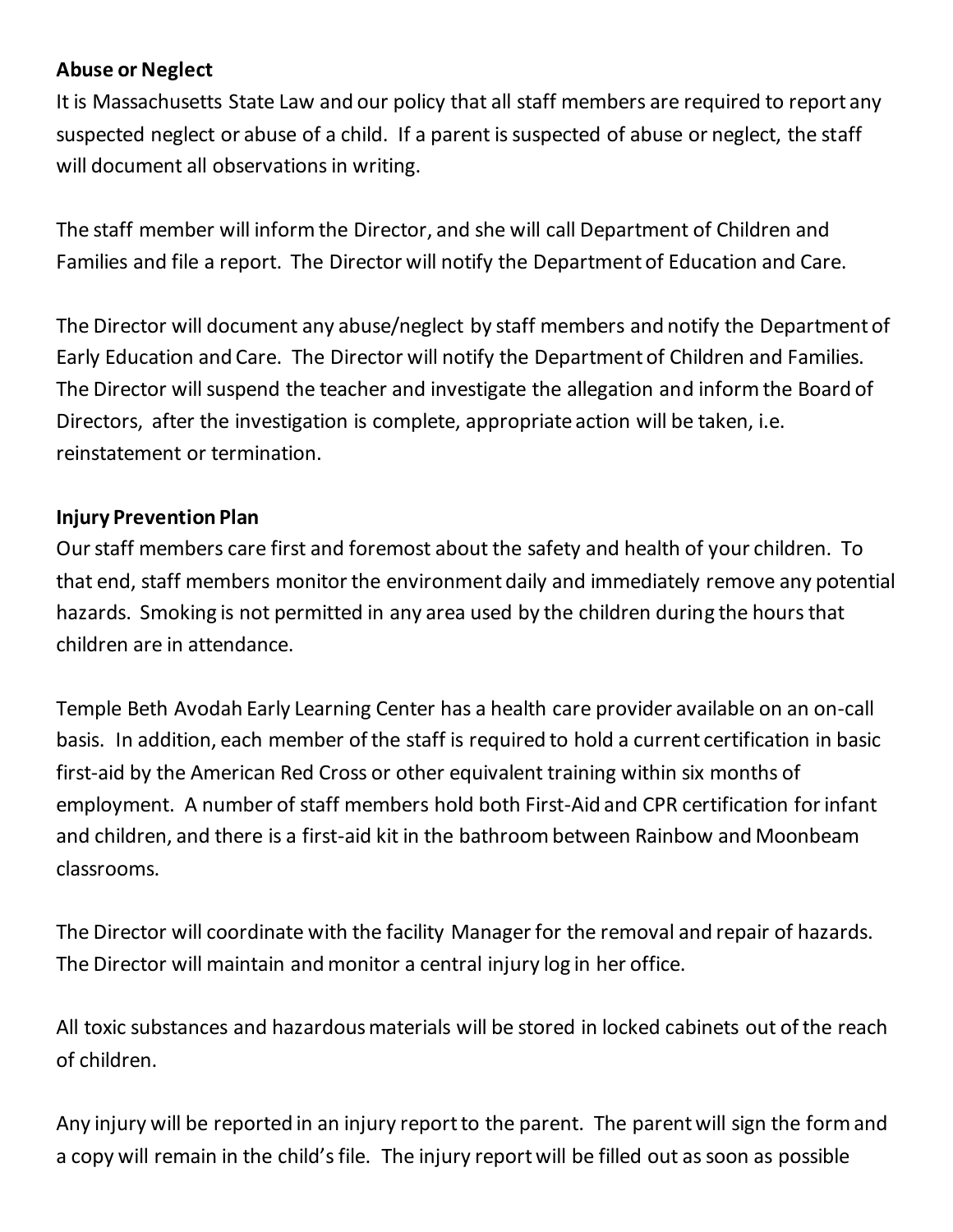**Abuse or Neglect**

It is Massachusetts State Law and our policy that all staff members are required to report any suspected neglect or abuse of a child. If a parent is suspected of abuse or neglect, the staff will document all observations in writing.

The staff member will inform the Director, and she will call Department of Children and Families and file a report. The Director will notify the Department of Education and Care.

The Director will document any abuse/neglect by staff members and notify the Department of Early Education and Care. The Director will notify the Department of Children and Families. The Director will suspend the teacher and investigate the allegation and inform the Board of Directors, after the investigation is complete, appropriate action will be taken, i.e. reinstatement or termination.

**Injury Prevention Plan**

Our staff members care first and foremost about the safety and health of your children. To that end, staff members monitor the environment daily and immediately remove any potential hazards. Smoking is not permitted in any area used by the children during the hours that children are in attendance.

Temple Beth Avodah Early Learning Center has a health care provider available on an on-call basis. In addition, each member of the staff is required to hold a current certification in basic first-aid by the American Red Cross or other equivalent training within six months of employment. A number of staff members hold both First-Aid and CPR certification for infant and children, and there is a first-aid kit in the bathroom between Rainbow and Moonbeam classrooms.

The Director will coordinate with the facility Manager for the removal and repair of hazards. The Director will maintain and monitor a central injury log in her office.

All toxic substances and hazardous materials will be stored in locked cabinets out of the reach of children.

Any injury will be reported in an injury report to the parent. The parent will sign the form and a copy will remain in the child's file. The injury report will be filled out as soon as possible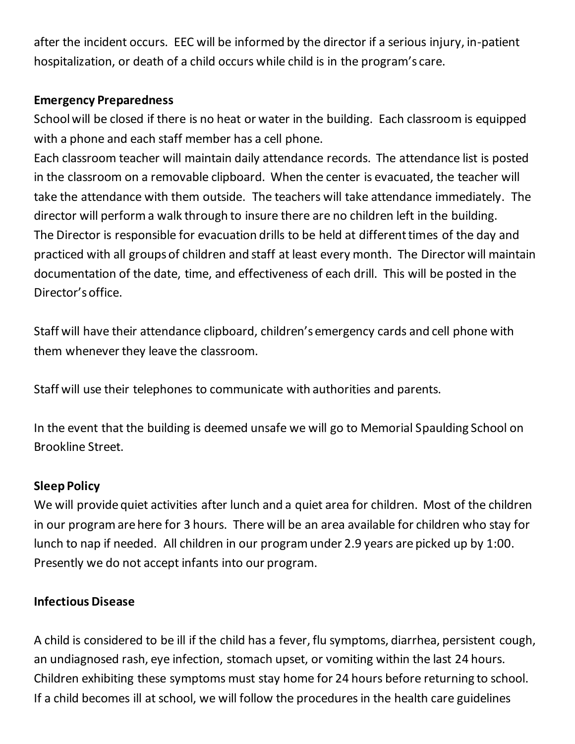after the incident occurs. EEC will be informed by the director if a serious injury, in-patient hospitalization, or death of a child occurs while child is in the program's care.

**Emergency Preparedness**

School will be closed if there is no heat or water in the building. Each classroom is equipped with a phone and each staff member has a cell phone.

Each classroom teacher will maintain daily attendance records. The attendance list is posted in the classroom on a removable clipboard. When the center is evacuated, the teacher will take the attendance with them outside. The teachers will take attendance immediately. The director will perform a walk through to insure there are no children left in the building.

The Director is responsible for evacuation drills to be held at different times of the day and practiced with all groups of children and staff at least every month. The Director will maintain documentation of the date, time, and effectiveness of each drill. This will be posted in the Director's office.

Staff will have their attendance clipboard, children's emergency cards and cell phone with them whenever they leave the classroom.

Staff will use their telephones to communicate with authorities and parents.

In the event that the building is deemed unsafe we will go to Memorial Spaulding School on Brookline Street.

**Sleep Policy**

We will provide quiet activities after lunch and a quiet area for children. Most of the children in our program are here for 3 hours. There will be an area available for children who stay for lunch to nap if needed. All children in our program under 2.9 years are picked up by 1:00. Presently we do not accept infants into our program.

**Infectious Disease**

A child is considered to be ill if the child has a fever, flu symptoms, diarrhea, persistent cough, an undiagnosed rash, eye infection, stomach upset, or vomiting within the last 24 hours. Children exhibiting these symptoms must stay home for 24 hours before returning to school. If a child becomes ill at school, we will follow the procedures in the health care guidelines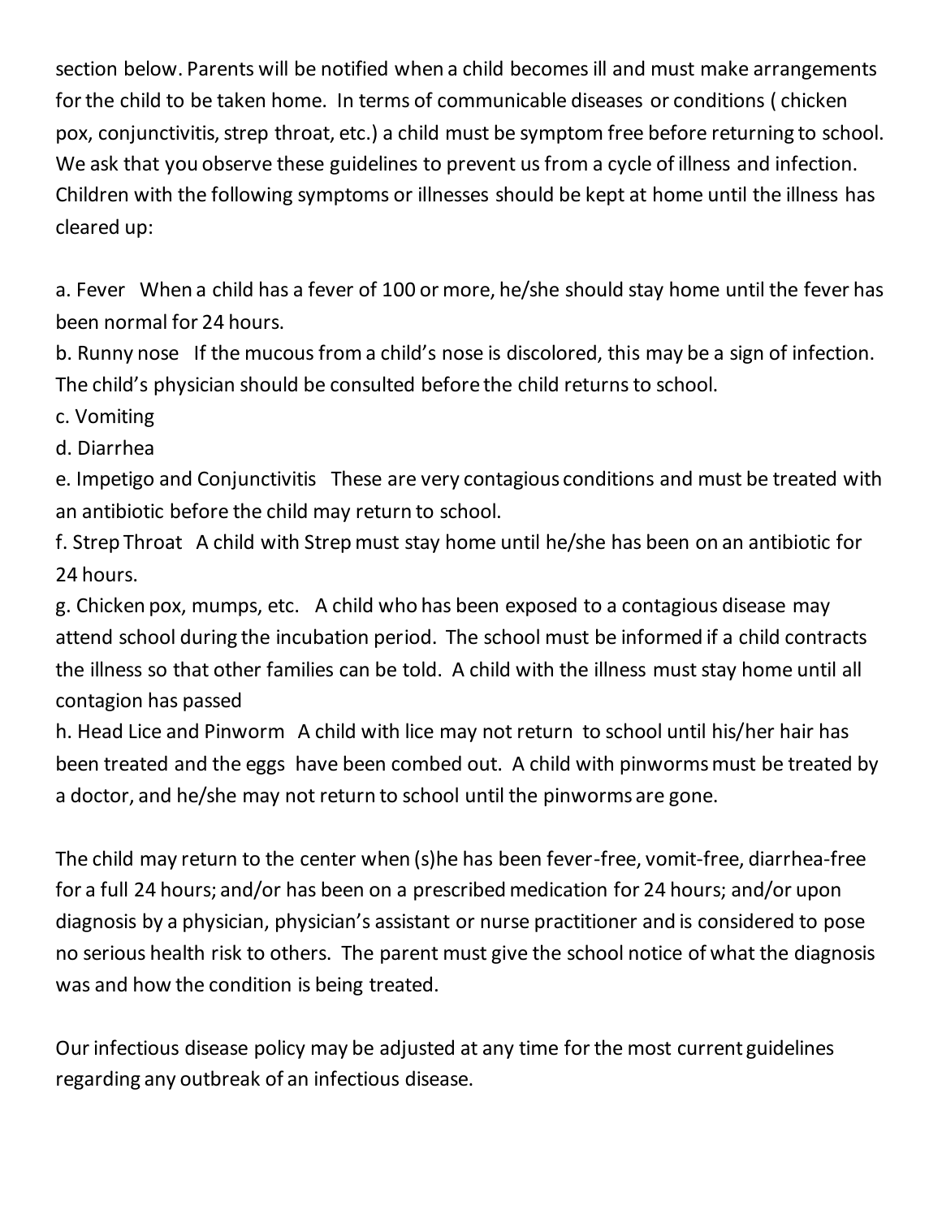section below. Parents will be notified when a child becomes ill and must make arrangements for the child to be taken home. In terms of communicable diseases or conditions ( chicken pox, conjunctivitis, strep throat, etc.) a child must be symptom free before returning to school. We ask that you observe these guidelines to prevent us from a cycle of illness and infection. Children with the following symptoms or illnesses should be kept at home until the illness has cleared up:

a. Fever When a child has a fever of 100 or more, he/she should stay home until the fever has been normal for 24 hours.
b. Runny nose If the mucous from a child's nose is discolored, this may be a sign of infection. The child's physician should be consulted before the child returns to school.
c. Vomiting
d. Diarrhea
e. Impetigo and Conjunctivitis These are very contagious conditions and must be treated with an antibiotic before the child may return to school.
f. Strep Throat A child with Strep must stay home until he/she has been on an antibiotic for 24 hours.
g. Chicken pox, mumps, etc. A child who has been exposed to a contagious disease may attend school during the incubation period. The school must be informed if a child contracts the illness so that other families can be told. A child with the illness must stay home until all contagion has passed
h. Head Lice and Pinworm A child with lice may not return to school until his/her hair has been treated and the eggs have been combed out. A child with pinworms must be treated by a doctor, and he/she may not return to school until the pinworms are gone.

The child may return to the center when (s)he has been fever-free, vomit-free, diarrhea-free for a full 24 hours; and/or has been on a prescribed medication for 24 hours; and/or upon diagnosis by a physician, physician's assistant or nurse practitioner and is considered to pose no serious health risk to others. The parent must give the school notice of what the diagnosis was and how the condition is being treated.

Our infectious disease policy may be adjusted at any time for the most current guidelines regarding any outbreak of an infectious disease.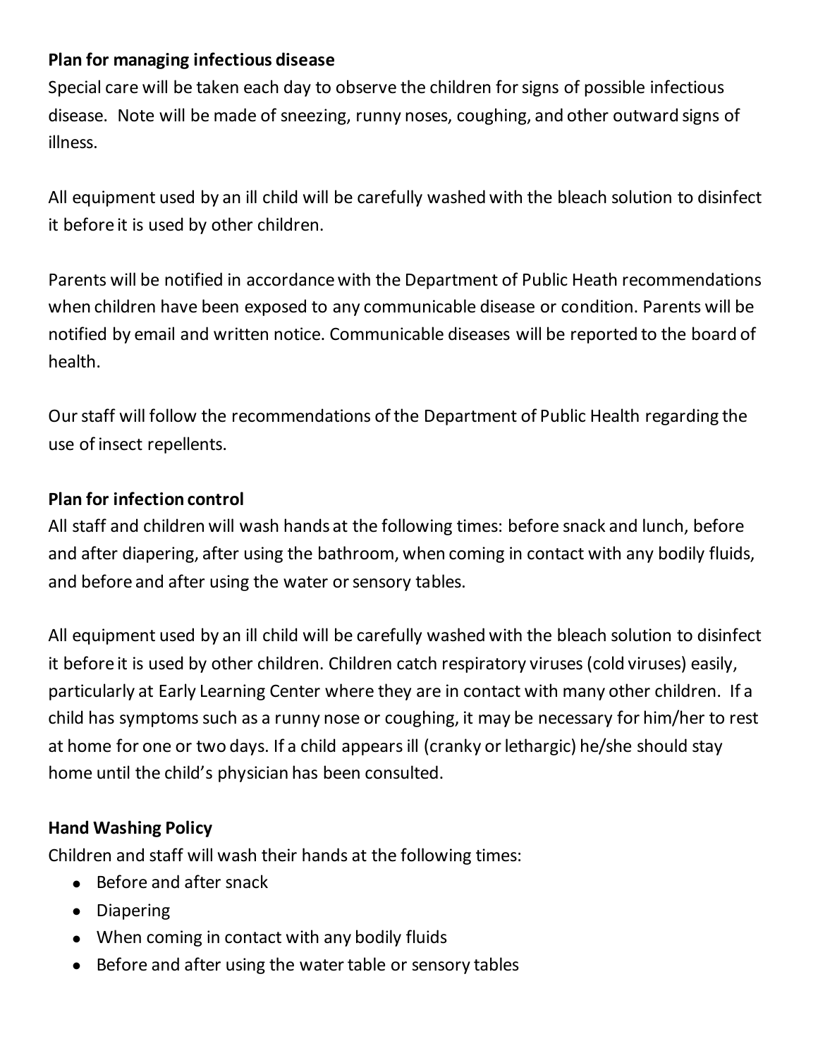**Plan for managing infectious disease**

Special care will be taken each day to observe the children for signs of possible infectious disease. Note will be made of sneezing, runny noses, coughing, and other outward signs of illness.

All equipment used by an ill child will be carefully washed with the bleach solution to disinfect it before it is used by other children.

Parents will be notified in accordance with the Department of Public Heath recommendations when children have been exposed to any communicable disease or condition. Parents will be notified by email and written notice. Communicable diseases will be reported to the board of health.

Our staff will follow the recommendations of the Department of Public Health regarding the use of insect repellents.

**Plan for infection control**

All staff and children will wash hands at the following times: before snack and lunch, before and after diapering, after using the bathroom, when coming in contact with any bodily fluids, and before and after using the water or sensory tables.

All equipment used by an ill child will be carefully washed with the bleach solution to disinfect it before it is used by other children. Children catch respiratory viruses (cold viruses) easily, particularly at Early Learning Center where they are in contact with many other children. If a child has symptoms such as a runny nose or coughing, it may be necessary for him/her to rest at home for one or two days. If a child appears ill (cranky or lethargic) he/she should stay home until the child's physician has been consulted.

**Hand Washing Policy**

Children and staff will wash their hands at the following times:

- Before and after snack
- Diapering
- When coming in contact with any bodily fluids
- Before and after using the water table or sensory tables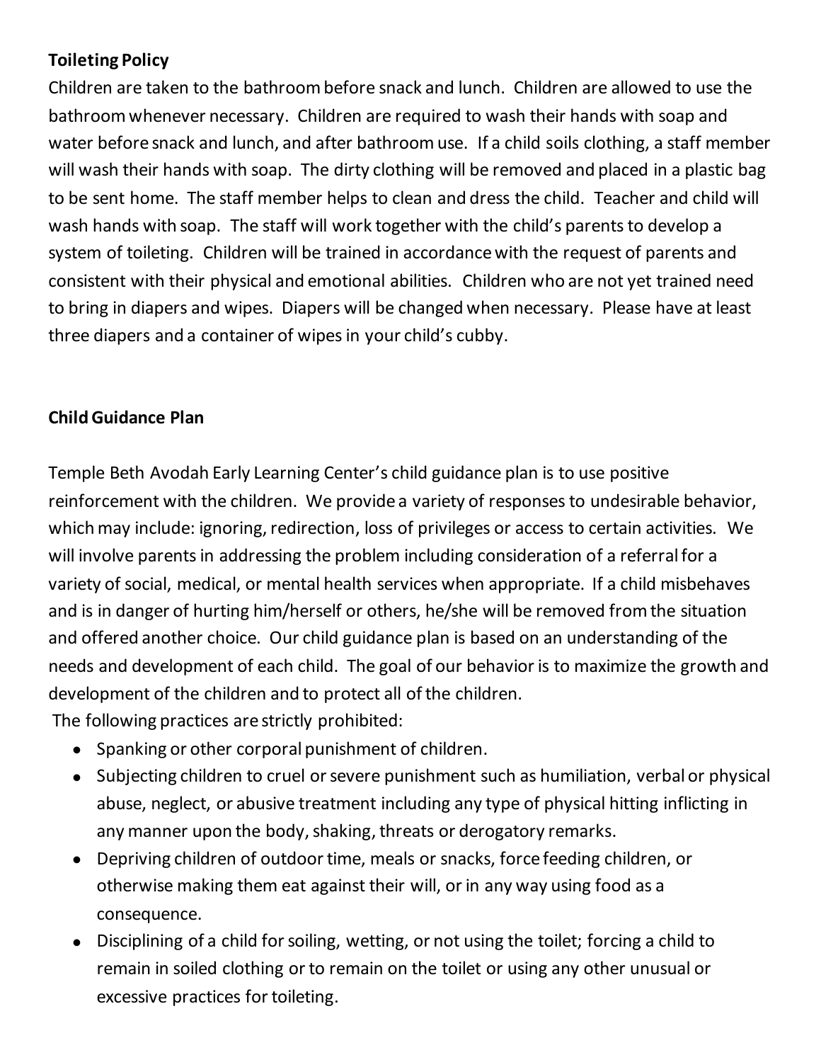**Toileting Policy**

Children are taken to the bathroom before snack and lunch. Children are allowed to use the bathroom whenever necessary. Children are required to wash their hands with soap and water before snack and lunch, and after bathroom use. If a child soils clothing, a staff member will wash their hands with soap. The dirty clothing will be removed and placed in a plastic bag to be sent home. The staff member helps to clean and dress the child. Teacher and child will wash hands with soap. The staff will work together with the child's parents to develop a system of toileting. Children will be trained in accordance with the request of parents and consistent with their physical and emotional abilities. Children who are not yet trained need to bring in diapers and wipes. Diapers will be changed when necessary. Please have at least three diapers and a container of wipes in your child's cubby.

**Child Guidance Plan**

Temple Beth Avodah Early Learning Center's child guidance plan is to use positive reinforcement with the children. We provide a variety of responses to undesirable behavior, which may include: ignoring, redirection, loss of privileges or access to certain activities. We will involve parents in addressing the problem including consideration of a referral for a variety of social, medical, or mental health services when appropriate. If a child misbehaves and is in danger of hurting him/herself or others, he/she will be removed from the situation and offered another choice. Our child guidance plan is based on an understanding of the needs and development of each child. The goal of our behavior is to maximize the growth and development of the children and to protect all of the children.

The following practices are strictly prohibited:

- Spanking or other corporal punishment of children.
- Subjecting children to cruel or severe punishment such as humiliation, verbal or physical abuse, neglect, or abusive treatment including any type of physical hitting inflicting in any manner upon the body, shaking, threats or derogatory remarks.
- Depriving children of outdoor time, meals or snacks, force feeding children, or otherwise making them eat against their will, or in any way using food as a consequence.
- Disciplining of a child for soiling, wetting, or not using the toilet; forcing a child to remain in soiled clothing or to remain on the toilet or using any other unusual or excessive practices for toileting.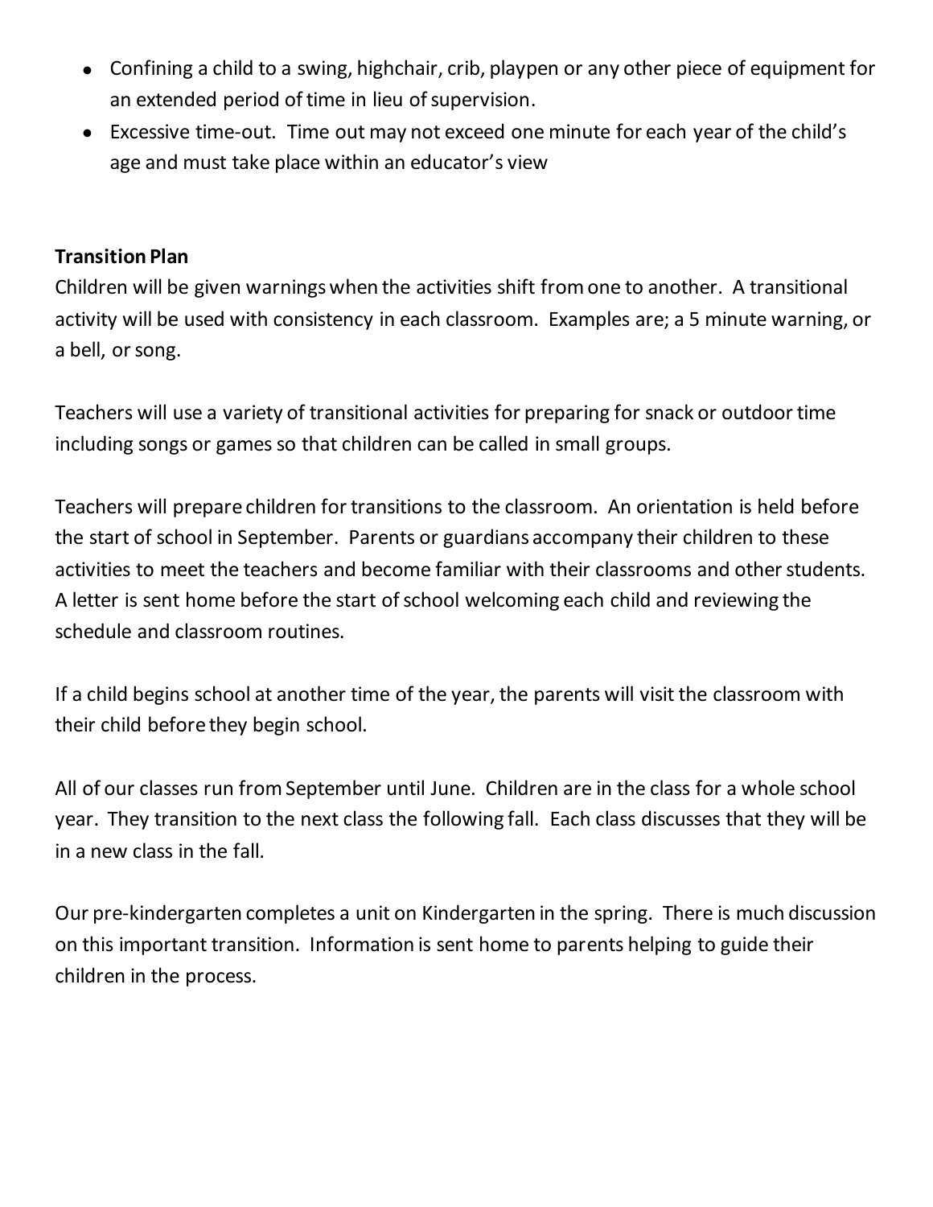- Confining a child to a swing, highchair, crib, playpen or any other piece of equipment for an extended period of time in lieu of supervision.
- Excessive time-out. Time out may not exceed one minute for each year of the child's age and must take place within an educator's view

**Transition Plan**

Children will be given warnings when the activities shift from one to another. A transitional activity will be used with consistency in each classroom. Examples are; a 5 minute warning, or a bell, or song.

Teachers will use a variety of transitional activities for preparing for snack or outdoor time including songs or games so that children can be called in small groups.

Teachers will prepare children for transitions to the classroom. An orientation is held before the start of school in September. Parents or guardians accompany their children to these activities to meet the teachers and become familiar with their classrooms and other students. A letter is sent home before the start of school welcoming each child and reviewing the schedule and classroom routines.

If a child begins school at another time of the year, the parents will visit the classroom with their child before they begin school.

All of our classes run from September until June. Children are in the class for a whole school year. They transition to the next class the following fall. Each class discusses that they will be in a new class in the fall.

Our pre-kindergarten completes a unit on Kindergarten in the spring. There is much discussion on this important transition. Information is sent home to parents helping to guide their children in the process.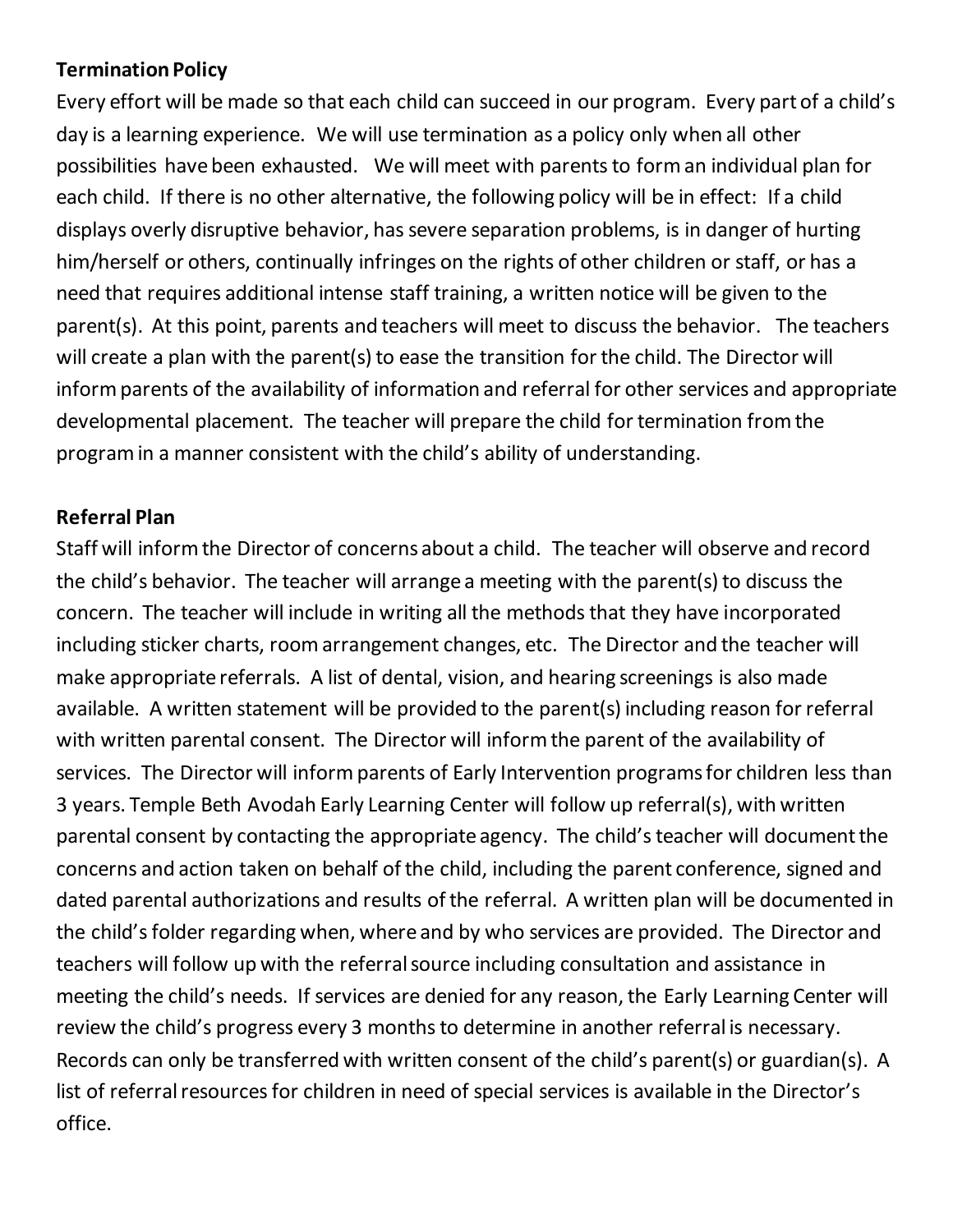**Termination Policy**

Every effort will be made so that each child can succeed in our program. Every part of a child's day is a learning experience. We will use termination as a policy only when all other possibilities have been exhausted. We will meet with parents to form an individual plan for each child. If there is no other alternative, the following policy will be in effect: If a child displays overly disruptive behavior, has severe separation problems, is in danger of hurting him/herself or others, continually infringes on the rights of other children or staff, or has a need that requires additional intense staff training, a written notice will be given to the parent(s). At this point, parents and teachers will meet to discuss the behavior. The teachers will create a plan with the parent(s) to ease the transition for the child. The Director will inform parents of the availability of information and referral for other services and appropriate developmental placement. The teacher will prepare the child for termination from the program in a manner consistent with the child's ability of understanding.

**Referral Plan**

Staff will inform the Director of concerns about a child. The teacher will observe and record the child's behavior. The teacher will arrange a meeting with the parent(s) to discuss the concern. The teacher will include in writing all the methods that they have incorporated including sticker charts, room arrangement changes, etc. The Director and the teacher will make appropriate referrals. A list of dental, vision, and hearing screenings is also made available. A written statement will be provided to the parent(s) including reason for referral with written parental consent. The Director will inform the parent of the availability of services. The Director will inform parents of Early Intervention programs for children less than 3 years. Temple Beth Avodah Early Learning Center will follow up referral(s), with written parental consent by contacting the appropriate agency. The child's teacher will document the concerns and action taken on behalf of the child, including the parent conference, signed and dated parental authorizations and results of the referral. A written plan will be documented in the child's folder regarding when, where and by who services are provided. The Director and teachers will follow up with the referral source including consultation and assistance in meeting the child's needs. If services are denied for any reason, the Early Learning Center will review the child's progress every 3 months to determine in another referral is necessary. Records can only be transferred with written consent of the child's parent(s) or guardian(s). A list of referral resources for children in need of special services is available in the Director's office.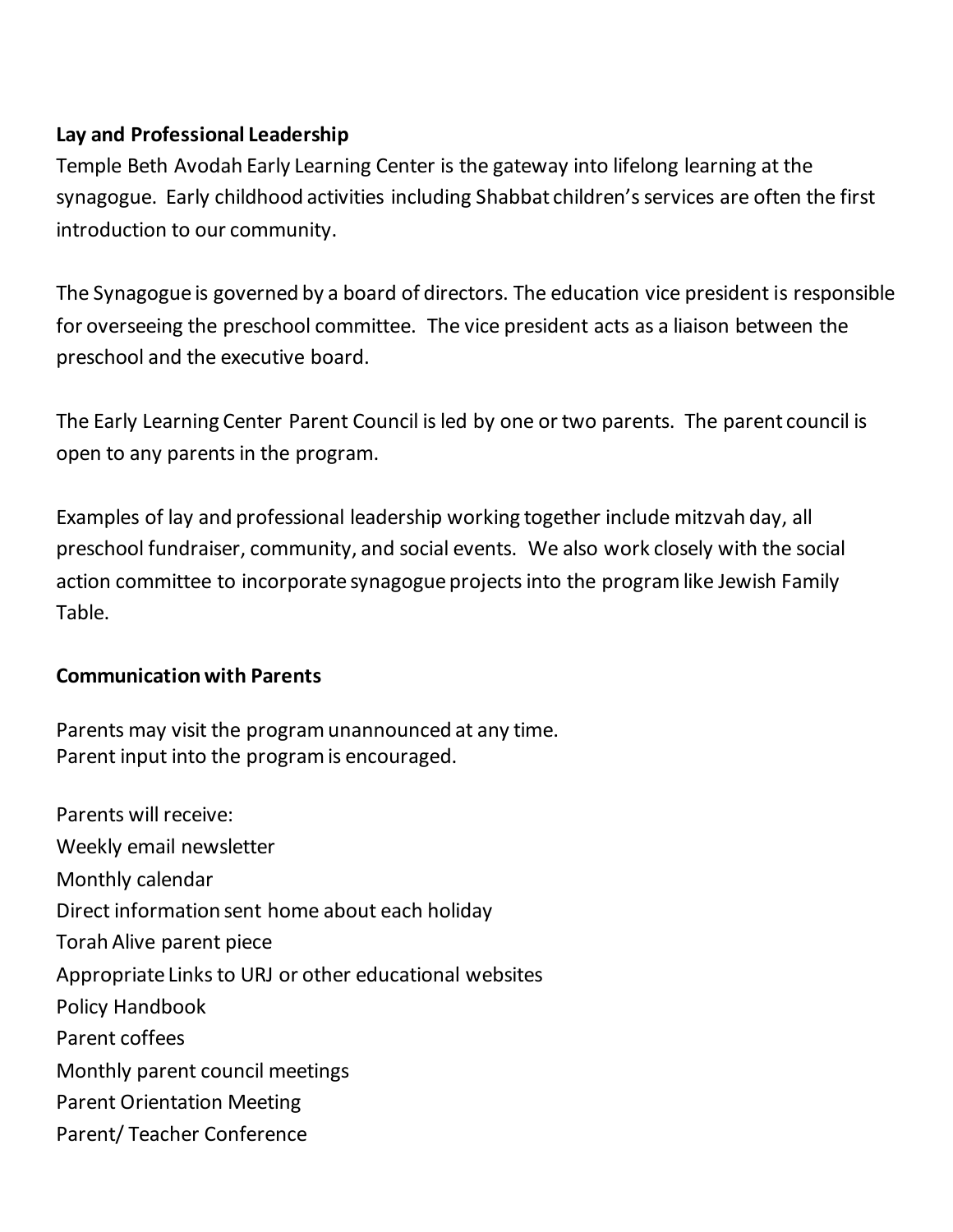**Lay and Professional Leadership**

Temple Beth Avodah Early Learning Center is the gateway into lifelong learning at the synagogue. Early childhood activities including Shabbat children's services are often the first introduction to our community.

The Synagogue is governed by a board of directors. The education vice president is responsible for overseeing the preschool committee. The vice president acts as a liaison between the preschool and the executive board.

The Early Learning Center Parent Council is led by one or two parents. The parent council is open to any parents in the program.

Examples of lay and professional leadership working together include mitzvah day, all preschool fundraiser, community, and social events. We also work closely with the social action committee to incorporate synagogue projects into the program like Jewish Family Table.

**Communication with Parents**

Parents may visit the program unannounced at any time.
Parent input into the program is encouraged.

Parents will receive:
Weekly email newsletter
Monthly calendar
Direct information sent home about each holiday
Torah Alive parent piece
Appropriate Links to URJ or other educational websites
Policy Handbook
Parent coffees
Monthly parent council meetings
Parent Orientation Meeting
Parent/ Teacher Conference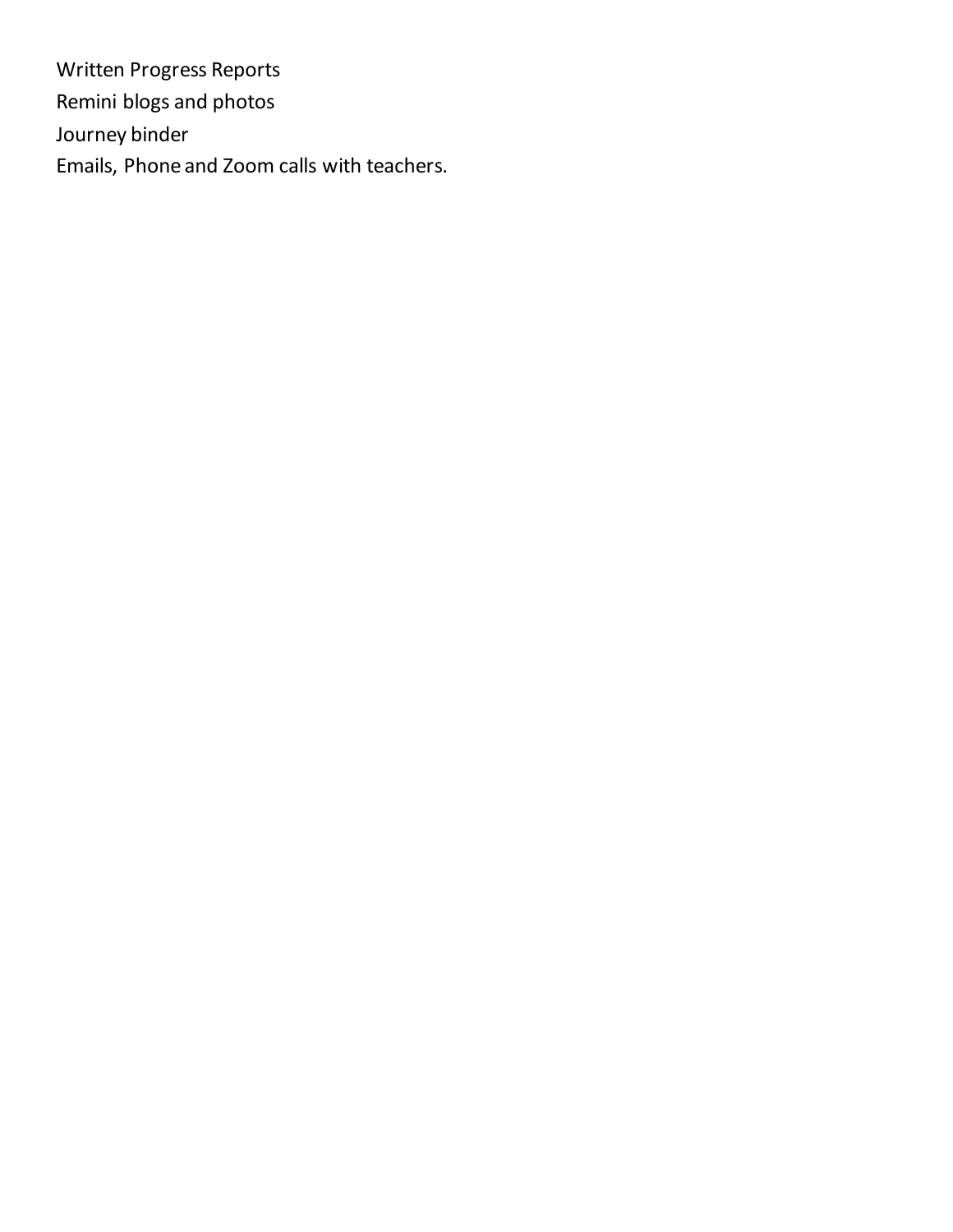Written Progress Reports
Remini blogs and photos
Journey binder
Emails, Phone and Zoom calls with teachers.